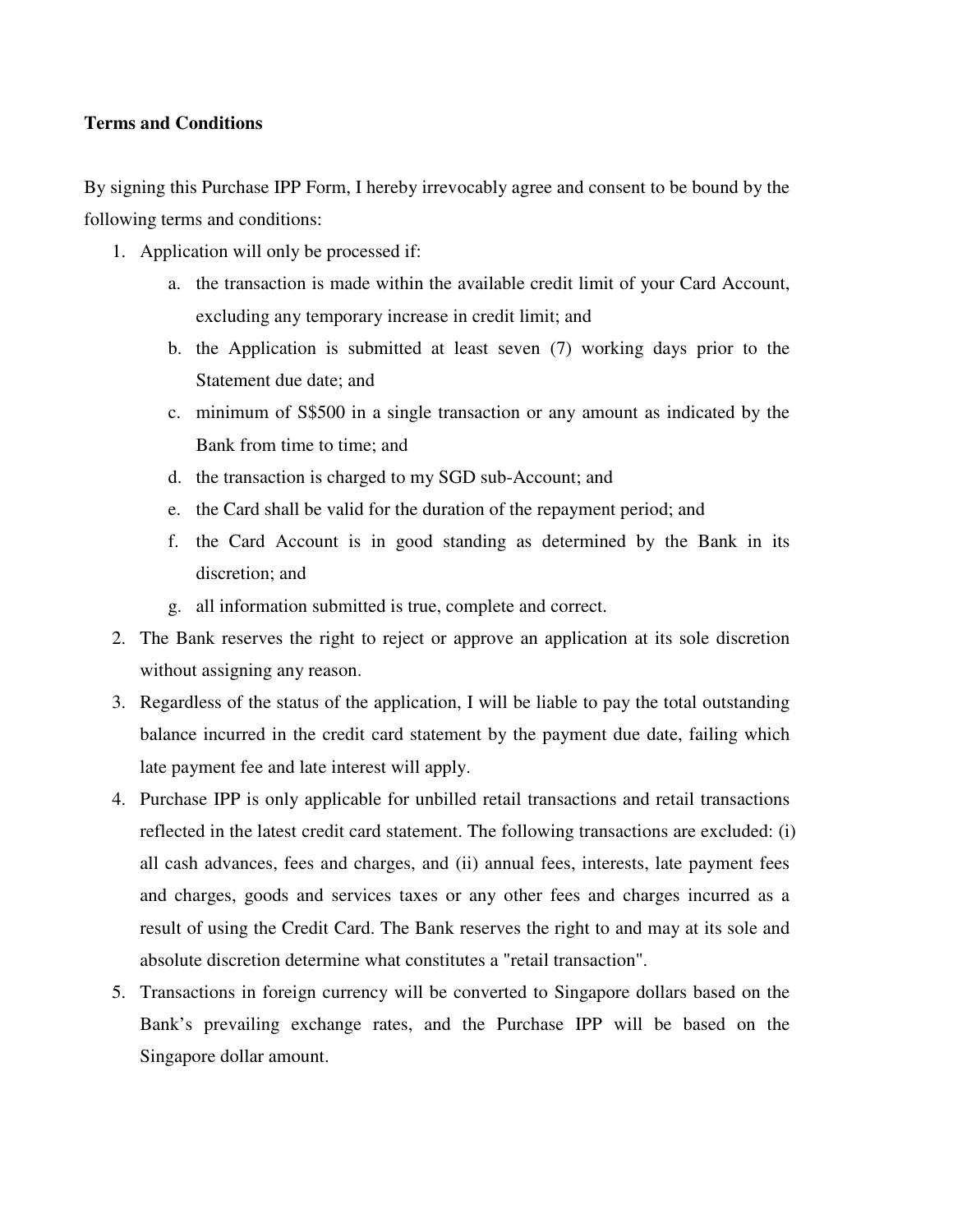**Terms and Conditions**

By signing this Purchase IPP Form, I hereby irrevocably agree and consent to be bound by the following terms and conditions:

1. Application will only be processed if:
    a. the transaction is made within the available credit limit of your Card Account, excluding any temporary increase in credit limit; and
    b. the Application is submitted at least seven (7) working days prior to the Statement due date; and
    c. minimum of S$500 in a single transaction or any amount as indicated by the Bank from time to time; and
    d. the transaction is charged to my SGD sub-Account; and
    e. the Card shall be valid for the duration of the repayment period; and
    f. the Card Account is in good standing as determined by the Bank in its discretion; and
    g. all information submitted is true, complete and correct.
2. The Bank reserves the right to reject or approve an application at its sole discretion without assigning any reason.
3. Regardless of the status of the application, I will be liable to pay the total outstanding balance incurred in the credit card statement by the payment due date, failing which late payment fee and late interest will apply.
4. Purchase IPP is only applicable for unbilled retail transactions and retail transactions reflected in the latest credit card statement. The following transactions are excluded: (i) all cash advances, fees and charges, and (ii) annual fees, interests, late payment fees and charges, goods and services taxes or any other fees and charges incurred as a result of using the Credit Card. The Bank reserves the right to and may at its sole and absolute discretion determine what constitutes a "retail transaction".
5. Transactions in foreign currency will be converted to Singapore dollars based on the Bank's prevailing exchange rates, and the Purchase IPP will be based on the Singapore dollar amount.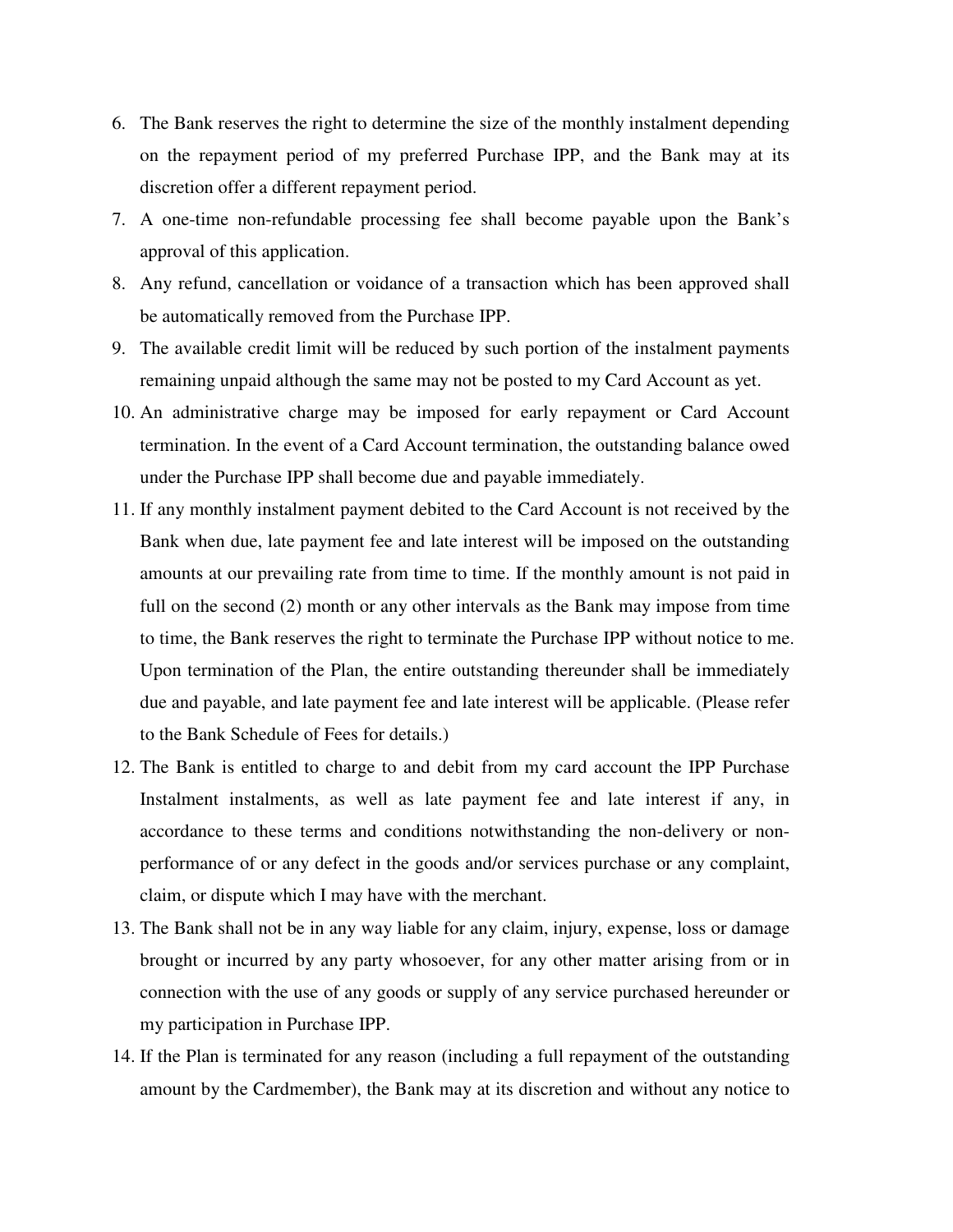6. The Bank reserves the right to determine the size of the monthly instalment depending on the repayment period of my preferred Purchase IPP, and the Bank may at its discretion offer a different repayment period.
7. A one-time non-refundable processing fee shall become payable upon the Bank's approval of this application.
8. Any refund, cancellation or voidance of a transaction which has been approved shall be automatically removed from the Purchase IPP.
9. The available credit limit will be reduced by such portion of the instalment payments remaining unpaid although the same may not be posted to my Card Account as yet.
10. An administrative charge may be imposed for early repayment or Card Account termination. In the event of a Card Account termination, the outstanding balance owed under the Purchase IPP shall become due and payable immediately.
11. If any monthly instalment payment debited to the Card Account is not received by the Bank when due, late payment fee and late interest will be imposed on the outstanding amounts at our prevailing rate from time to time. If the monthly amount is not paid in full on the second (2) month or any other intervals as the Bank may impose from time to time, the Bank reserves the right to terminate the Purchase IPP without notice to me. Upon termination of the Plan, the entire outstanding thereunder shall be immediately due and payable, and late payment fee and late interest will be applicable. (Please refer to the Bank Schedule of Fees for details.)
12. The Bank is entitled to charge to and debit from my card account the IPP Purchase Instalment instalments, as well as late payment fee and late interest if any, in accordance to these terms and conditions notwithstanding the non-delivery or non-performance of or any defect in the goods and/or services purchase or any complaint, claim, or dispute which I may have with the merchant.
13. The Bank shall not be in any way liable for any claim, injury, expense, loss or damage brought or incurred by any party whosoever, for any other matter arising from or in connection with the use of any goods or supply of any service purchased hereunder or my participation in Purchase IPP.
14. If the Plan is terminated for any reason (including a full repayment of the outstanding amount by the Cardmember), the Bank may at its discretion and without any notice to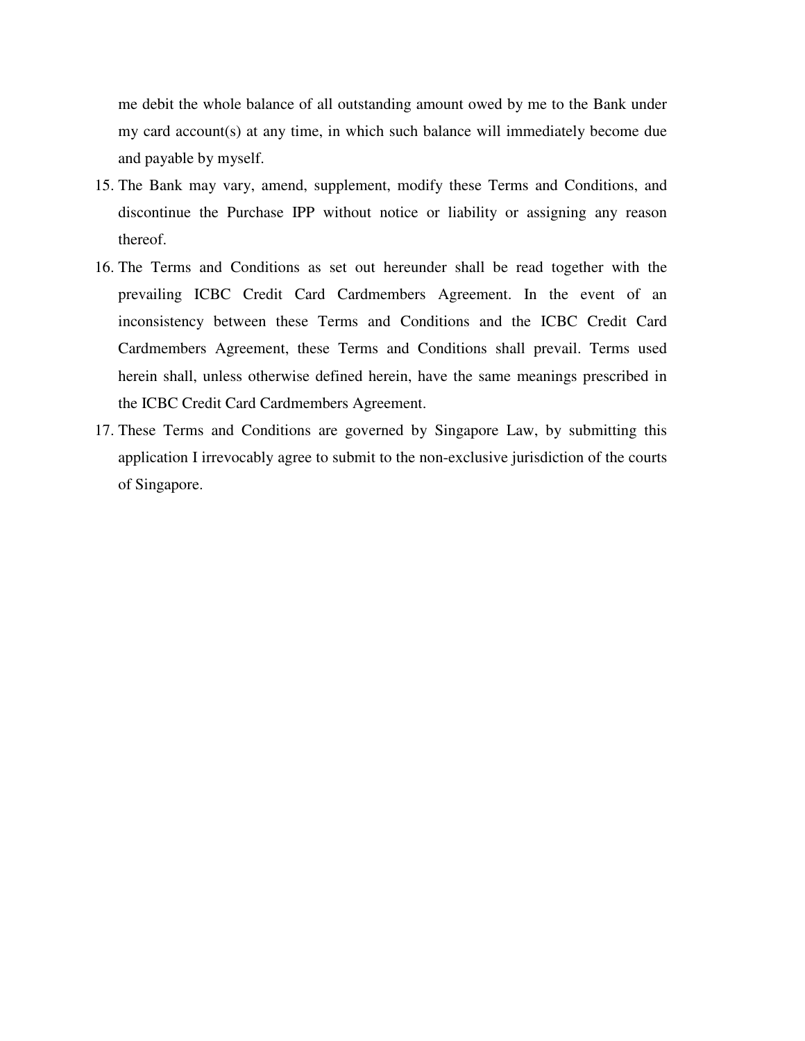me debit the whole balance of all outstanding amount owed by me to the Bank under my card account(s) at any time, in which such balance will immediately become due and payable by myself.

15. The Bank may vary, amend, supplement, modify these Terms and Conditions, and discontinue the Purchase IPP without notice or liability or assigning any reason thereof.
16. The Terms and Conditions as set out hereunder shall be read together with the prevailing ICBC Credit Card Cardmembers Agreement. In the event of an inconsistency between these Terms and Conditions and the ICBC Credit Card Cardmembers Agreement, these Terms and Conditions shall prevail. Terms used herein shall, unless otherwise defined herein, have the same meanings prescribed in the ICBC Credit Card Cardmembers Agreement.
17. These Terms and Conditions are governed by Singapore Law, by submitting this application I irrevocably agree to submit to the non-exclusive jurisdiction of the courts of Singapore.